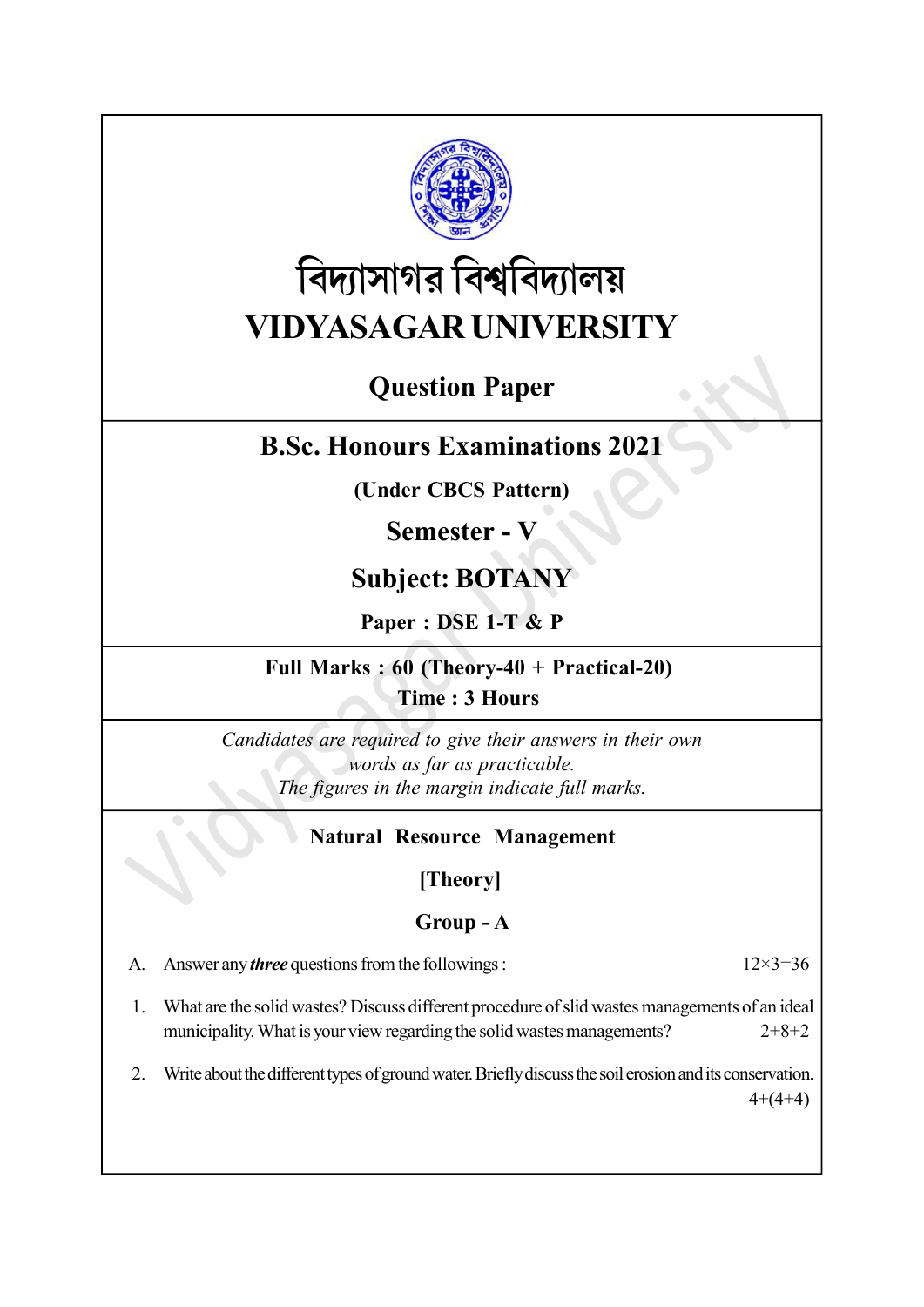# বিদ্যাসাগর বিশ্ববিদ্যালয়

# VIDYASAGAR UNIVERSITY

## Question Paper

## B.Sc. Honours Examinations 2021

**(Under CBCS Pattern)**

## Semester - V

## Subject: BOTANY

**Paper : DSE 1-T & P**

**Full Marks : 60 (Theory-40 + Practical-20)**
**Time : 3 Hours**

*Candidates are required to give their answers in their own words as far as practicable.*
*The figures in the margin indicate full marks.*

### Natural Resource Management

**[Theory]**

**Group - A**

A. Answer any ***three*** questions from the followings : 12×3=36

1. What are the solid wastes? Discuss different procedure of slid wastes managements of an ideal municipality. What is your view regarding the solid wastes managements? 2+8+2

2. Write about the different types of ground water. Briefly discuss the soil erosion and its conservation. 4+(4+4)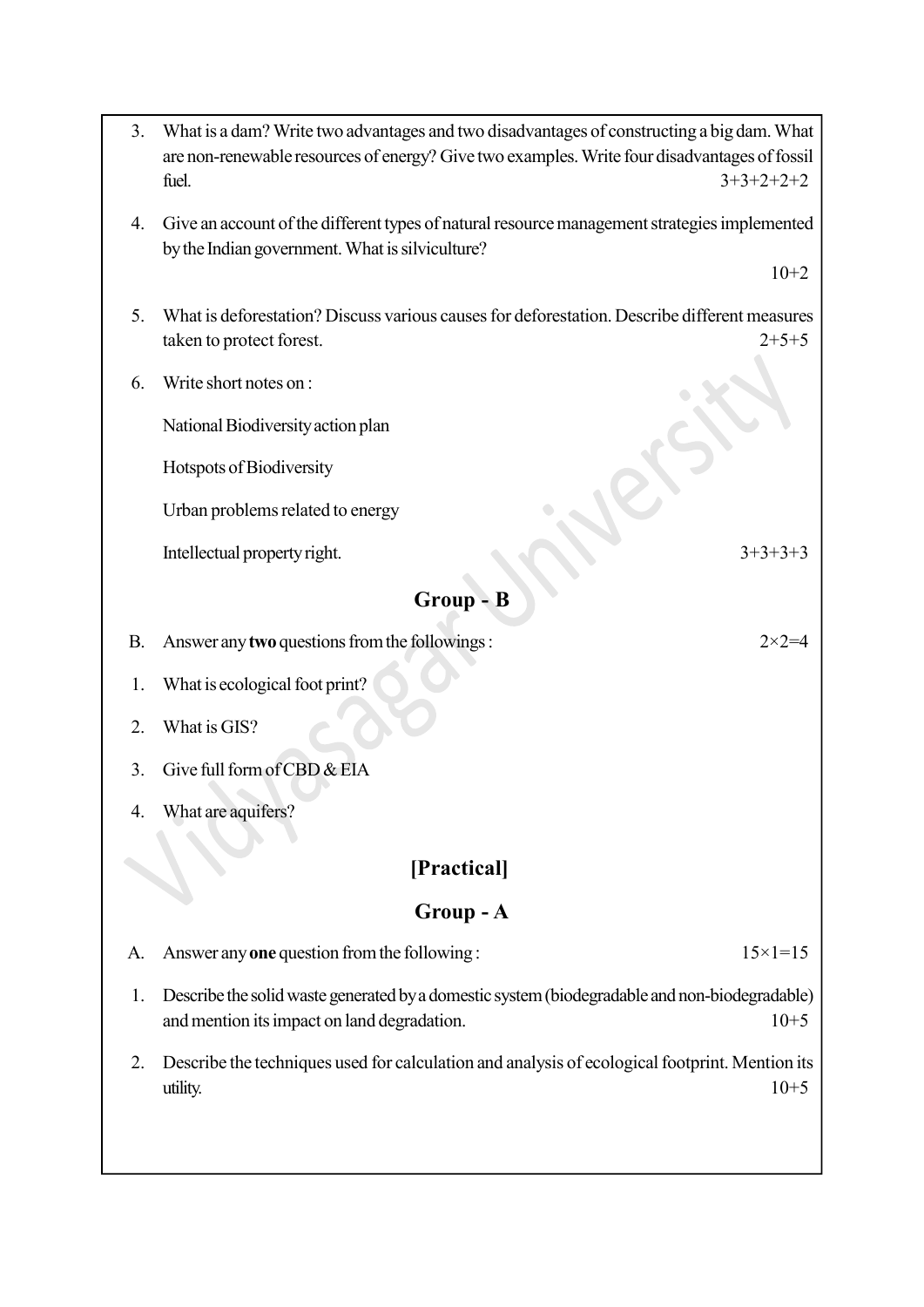3. What is a dam? Write two advantages and two disadvantages of constructing a big dam. What are non-renewable resources of energy? Give two examples. Write four disadvantages of fossil fuel. 3+3+2+2+2

4. Give an account of the different types of natural resource management strategies implemented by the Indian government. What is silviculture? 10+2

5. What is deforestation? Discuss various causes for deforestation. Describe different measures taken to protect forest. 2+5+5

6. Write short notes on :

   National Biodiversity action plan

   Hotspots of Biodiversity

   Urban problems related to energy

   Intellectual property right. 3+3+3+3

## Group - B

B. Answer any **two** questions from the followings : $2 \times 2 = 4$

1. What is ecological foot print?

2. What is GIS?

3. Give full form of CBD & EIA

4. What are aquifers?

## [Practical]

## Group - A

A. Answer any **one** question from the following : $15 \times 1 = 15$

1. Describe the solid waste generated by a domestic system (biodegradable and non-biodegradable) and mention its impact on land degradation. 10+5

2. Describe the techniques used for calculation and analysis of ecological footprint. Mention its utility. 10+5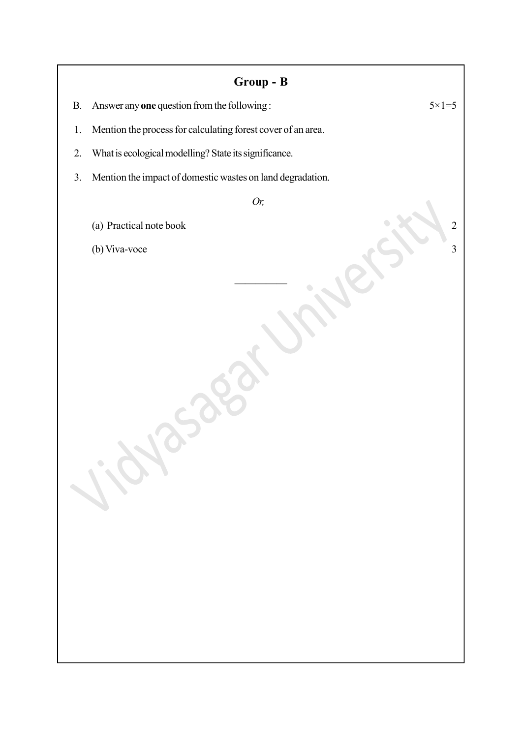## Group - B

B. Answer any **one** question from the following : 5×1=5

1. Mention the process for calculating forest cover of an area.

2. What is ecological modelling? State its significance.

3. Mention the impact of domestic wastes on land degradation.

*Or,*

(a) Practical note book 2

(b) Viva-voce 3

———————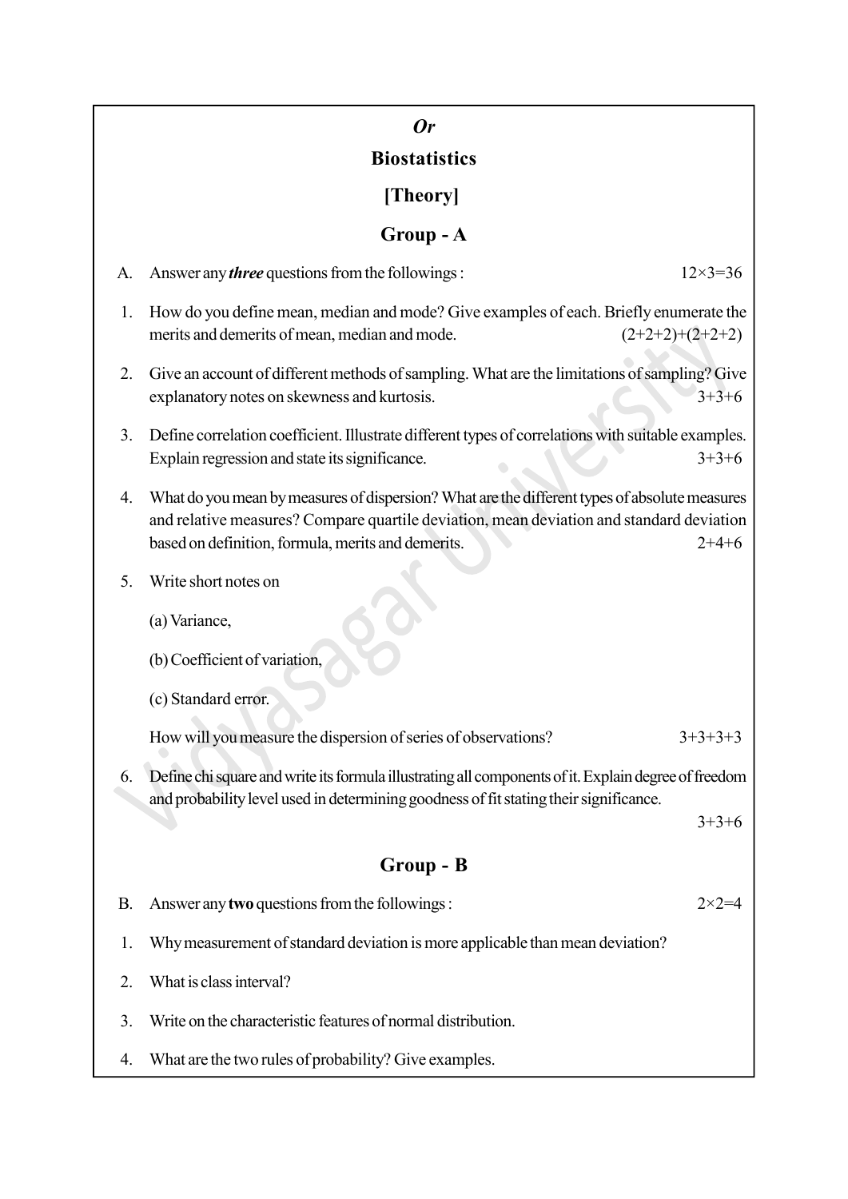*Or*

## Biostatistics

## [Theory]

### Group - A

A. Answer any ***three*** questions from the followings : 12×3=36

1. How do you define mean, median and mode? Give examples of each. Briefly enumerate the merits and demerits of mean, median and mode. (2+2+2)+(2+2+2)

2. Give an account of different methods of sampling. What are the limitations of sampling? Give explanatory notes on skewness and kurtosis. 3+3+6

3. Define correlation coefficient. Illustrate different types of correlations with suitable examples. Explain regression and state its significance. 3+3+6

4. What do you mean by measures of dispersion? What are the different types of absolute measures and relative measures? Compare quartile deviation, mean deviation and standard deviation based on definition, formula, merits and demerits. 2+4+6

5. Write short notes on

   (a) Variance,

   (b) Coefficient of variation,

   (c) Standard error.

   How will you measure the dispersion of series of observations? 3+3+3+3

6. Define chi square and write its formula illustrating all components of it. Explain degree of freedom and probability level used in determining goodness of fit stating their significance. 3+3+6

### Group - B

B. Answer any **two** questions from the followings : 2×2=4

1. Why measurement of standard deviation is more applicable than mean deviation?

2. What is class interval?

3. Write on the characteristic features of normal distribution.

4. What are the two rules of probability? Give examples.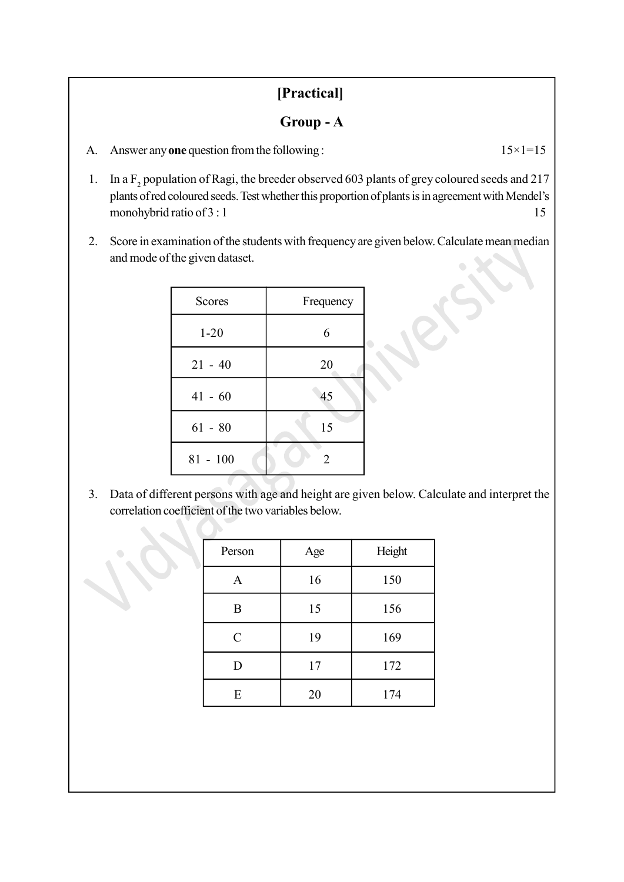# [Practical]

## Group - A

A. Answer any **one** question from the following : 15×1=15

1. In a $F_2$ population of Ragi, the breeder observed 603 plants of grey coloured seeds and 217 plants of red coloured seeds. Test whether this proportion of plants is in agreement with Mendel's monohybrid ratio of 3 : 1 15

2. Score in examination of the students with frequency are given below. Calculate mean median and mode of the given dataset.

| Scores | Frequency |
|---|---|
| 1-20 | 6 |
| 21 - 40 | 20 |
| 41 - 60 | 45 |
| 61 - 80 | 15 |
| 81 - 100 | 2 |

3. Data of different persons with age and height are given below. Calculate and interpret the correlation coefficient of the two variables below.

| Person | Age | Height |
|---|---|---|
| A | 16 | 150 |
| B | 15 | 156 |
| C | 19 | 169 |
| D | 17 | 172 |
| E | 20 | 174 |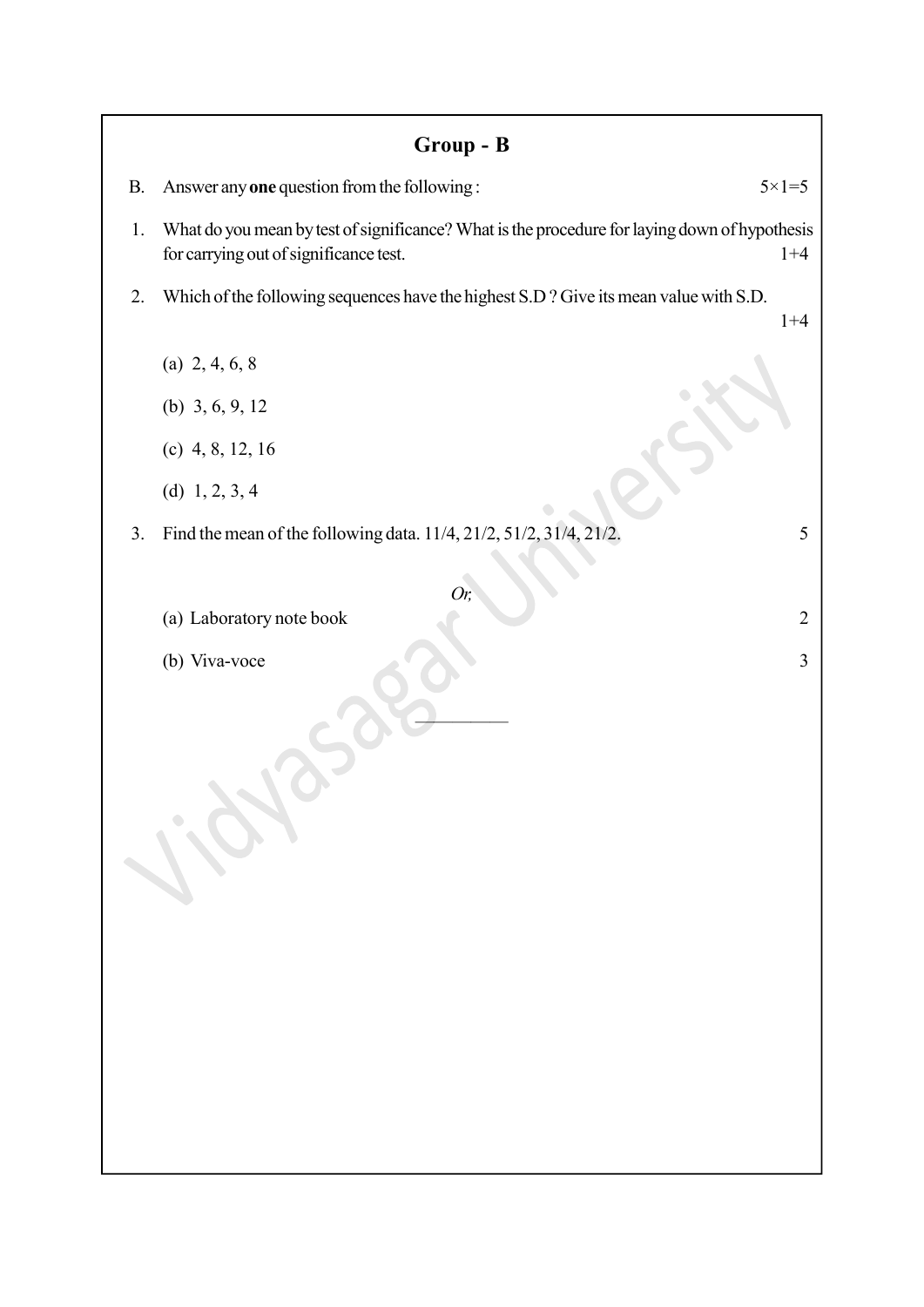## Group - B

B. Answer any **one** question from the following : $5 \times 1 = 5$

1. What do you mean by test of significance? What is the procedure for laying down of hypothesis for carrying out of significance test. 1+4

2. Which of the following sequences have the highest S.D ? Give its mean value with S.D. 1+4

   (a) 2, 4, 6, 8

   (b) 3, 6, 9, 12

   (c) 4, 8, 12, 16

   (d) 1, 2, 3, 4

3. Find the mean of the following data. 11/4, 21/2, 51/2, 31/4, 21/2. 5

*Or,*

(a) Laboratory note book 2

(b) Viva-voce 3